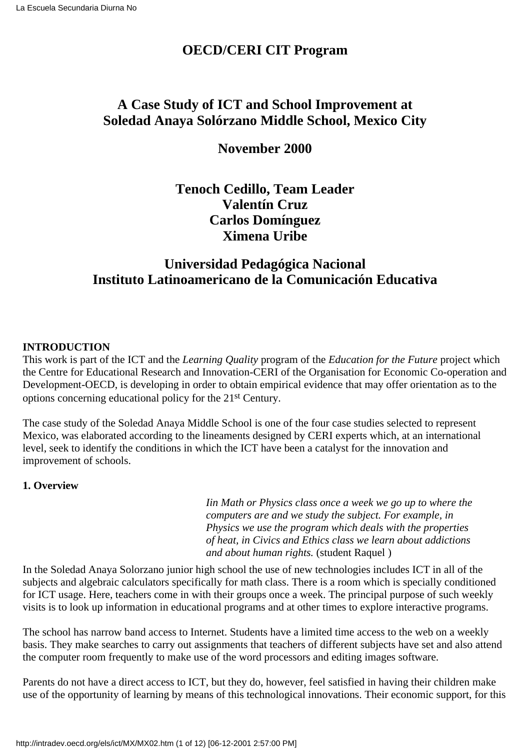# OECD/CERI CIT Program

## A Case Study of ICT and School Improvement at Soledad Anaya Solórzano Middle School, Mexico City

## November 2000

## Tenoch Cedillo, Team Leader
## Valentín Cruz
## Carlos Domínguez
## Ximena Uribe

## Universidad Pedagógica Nacional
## Instituto Latinoamericano de la Comunicación Educativa

**INTRODUCTION**

This work is part of the ICT and the *Learning Quality* program of the *Education for the Future* project which the Centre for Educational Research and Innovation-CERI of the Organisation for Economic Co-operation and Development-OECD, is developing in order to obtain empirical evidence that may offer orientation as to the options concerning educational policy for the 21st Century.

The case study of the Soledad Anaya Middle School is one of the four case studies selected to represent Mexico, was elaborated according to the lineaments designed by CERI experts which, at an international level, seek to identify the conditions in which the ICT have been a catalyst for the innovation and improvement of schools.

**1. Overview**

> *Iin Math or Physics class once a week we go up to where the computers are and we study the subject. For example, in Physics we use the program which deals with the properties of heat, in Civics and Ethics class we learn about addictions and about human rights.* (student Raquel )

In the Soledad Anaya Solorzano junior high school the use of new technologies includes ICT in all of the subjects and algebraic calculators specifically for math class. There is a room which is specially conditioned for ICT usage. Here, teachers come in with their groups once a week. The principal purpose of such weekly visits is to look up information in educational programs and at other times to explore interactive programs.

The school has narrow band access to Internet. Students have a limited time access to the web on a weekly basis. They make searches to carry out assignments that teachers of different subjects have set and also attend the computer room frequently to make use of the word processors and editing images software.

Parents do not have a direct access to ICT, but they do, however, feel satisfied in having their children make use of the opportunity of learning by means of this technological innovations. Their economic support, for this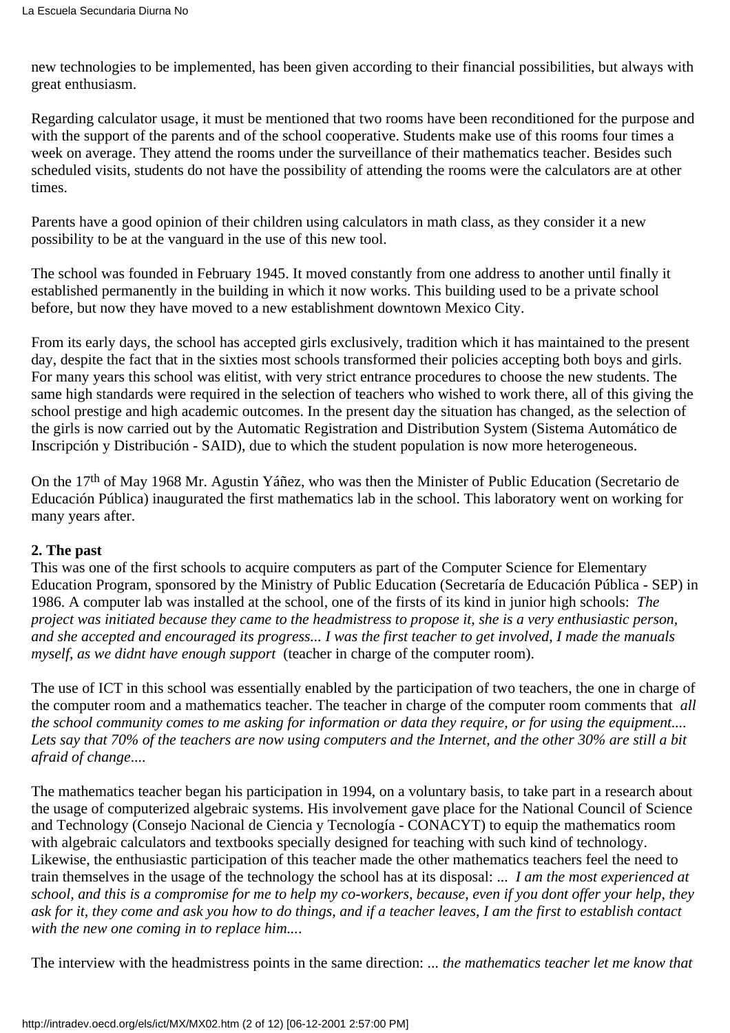new technologies to be implemented, has been given according to their financial possibilities, but always with great enthusiasm.

Regarding calculator usage, it must be mentioned that two rooms have been reconditioned for the purpose and with the support of the parents and of the school cooperative. Students make use of this rooms four times a week on average. They attend the rooms under the surveillance of their mathematics teacher. Besides such scheduled visits, students do not have the possibility of attending the rooms were the calculators are at other times.

Parents have a good opinion of their children using calculators in math class, as they consider it a new possibility to be at the vanguard in the use of this new tool.

The school was founded in February 1945. It moved constantly from one address to another until finally it established permanently in the building in which it now works. This building used to be a private school before, but now they have moved to a new establishment downtown Mexico City.

From its early days, the school has accepted girls exclusively, tradition which it has maintained to the present day, despite the fact that in the sixties most schools transformed their policies accepting both boys and girls. For many years this school was elitist, with very strict entrance procedures to choose the new students. The same high standards were required in the selection of teachers who wished to work there, all of this giving the school prestige and high academic outcomes. In the present day the situation has changed, as the selection of the girls is now carried out by the Automatic Registration and Distribution System (Sistema Automático de Inscripción y Distribución - SAID), due to which the student population is now more heterogeneous.

On the 17th of May 1968 Mr. Agustin Yáñez, who was then the Minister of Public Education (Secretario de Educación Pública) inaugurated the first mathematics lab in the school. This laboratory went on working for many years after.

**2. The past**

This was one of the first schools to acquire computers as part of the Computer Science for Elementary Education Program, sponsored by the Ministry of Public Education (Secretaría de Educación Pública - SEP) in 1986. A computer lab was installed at the school, one of the firsts of its kind in junior high schools: *The project was initiated because they came to the headmistress to propose it, she is a very enthusiastic person, and she accepted and encouraged its progress... I was the first teacher to get involved, I made the manuals myself, as we didnt have enough support* (teacher in charge of the computer room).

The use of ICT in this school was essentially enabled by the participation of two teachers, the one in charge of the computer room and a mathematics teacher. The teacher in charge of the computer room comments that *all the school community comes to me asking for information or data they require, or for using the equipment.... Lets say that 70% of the teachers are now using computers and the Internet, and the other 30% are still a bit afraid of change....*

The mathematics teacher began his participation in 1994, on a voluntary basis, to take part in a research about the usage of computerized algebraic systems. His involvement gave place for the National Council of Science and Technology (Consejo Nacional de Ciencia y Tecnología - CONACYT) to equip the mathematics room with algebraic calculators and textbooks specially designed for teaching with such kind of technology. Likewise, the enthusiastic participation of this teacher made the other mathematics teachers feel the need to train themselves in the usage of the technology the school has at its disposal: *... I am the most experienced at school, and this is a compromise for me to help my co-workers, because, even if you dont offer your help, they ask for it, they come and ask you how to do things, and if a teacher leaves, I am the first to establish contact with the new one coming in to replace him....*

The interview with the headmistress points in the same direction: *... the mathematics teacher let me know that*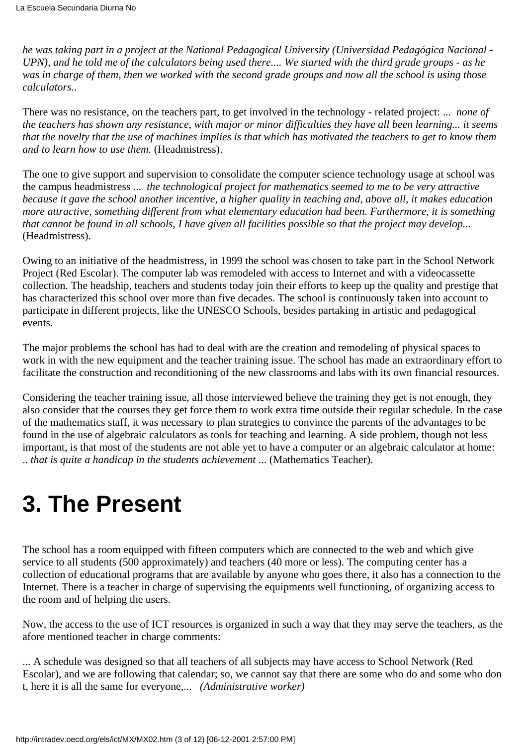*he was taking part in a project at the National Pedagogical University (Universidad Pedagógica Nacional - UPN), and he told me of the calculators being used there.... We started with the third grade groups - as he was in charge of them, then we worked with the second grade groups and now all the school is using those calculators..*

There was no resistance, on the teachers part, to get involved in the technology - related project: ... *none of the teachers has shown any resistance, with major or minor difficulties they have all been learning... it seems that the novelty that the use of machines implies is that which has motivated the teachers to get to know them and to learn how to use them.* (Headmistress).

The one to give support and supervision to consolidate the computer science technology usage at school was the campus headmistress ... *the technological project for mathematics seemed to me to be very attractive because it gave the school another incentive, a higher quality in teaching and, above all, it makes education more attractive, something different from what elementary education had been. Furthermore, it is something that cannot be found in all schools, I have given all facilities possible so that the project may develop...* (Headmistress).

Owing to an initiative of the headmistress, in 1999 the school was chosen to take part in the School Network Project (Red Escolar). The computer lab was remodeled with access to Internet and with a videocassette collection. The headship, teachers and students today join their efforts to keep up the quality and prestige that has characterized this school over more than five decades. The school is continuously taken into account to participate in different projects, like the UNESCO Schools, besides partaking in artistic and pedagogical events.

The major problems the school has had to deal with are the creation and remodeling of physical spaces to work in with the new equipment and the teacher training issue. The school has made an extraordinary effort to facilitate the construction and reconditioning of the new classrooms and labs with its own financial resources.

Considering the teacher training issue, all those interviewed believe the training they get is not enough, they also consider that the courses they get force them to work extra time outside their regular schedule. In the case of the mathematics staff, it was necessary to plan strategies to convince the parents of the advantages to be found in the use of algebraic calculators as tools for teaching and learning. A side problem, though not less important, is that most of the students are not able yet to have a computer or an algebraic calculator at home: .. *that is quite a handicap in the students achievement* ... (Mathematics Teacher).

# 3. The Present

The school has a room equipped with fifteen computers which are connected to the web and which give service to all students (500 approximately) and teachers (40 more or less). The computing center has a collection of educational programs that are available by anyone who goes there, it also has a connection to the Internet. There is a teacher in charge of supervising the equipments well functioning, of organizing access to the room and of helping the users.

Now, the access to the use of ICT resources is organized in such a way that they may serve the teachers, as the afore mentioned teacher in charge comments:

... A schedule was designed so that all teachers of all subjects may have access to School Network (Red Escolar), and we are following that calendar; so, we cannot say that there are some who do and some who don t, here it is all the same for everyone,... *(Administrative worker)*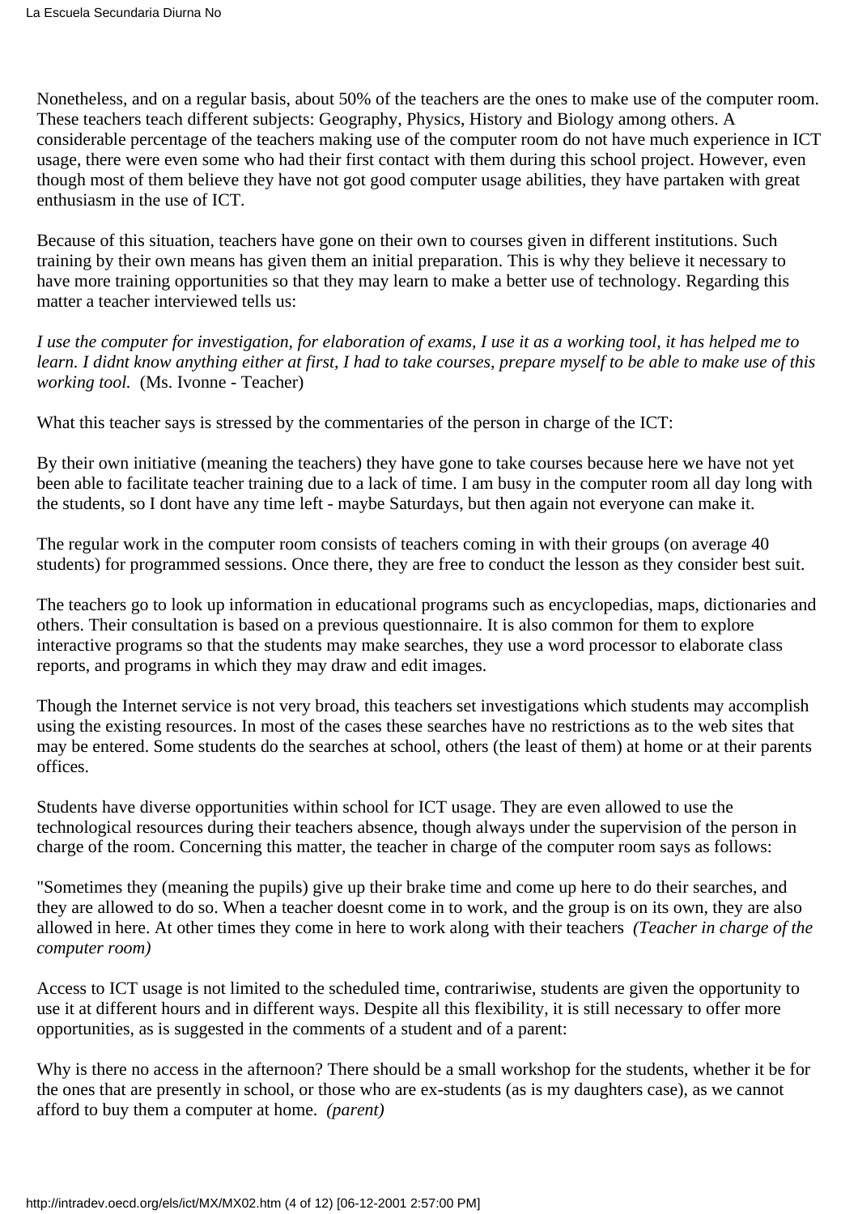Nonetheless, and on a regular basis, about 50% of the teachers are the ones to make use of the computer room. These teachers teach different subjects: Geography, Physics, History and Biology among others. A considerable percentage of the teachers making use of the computer room do not have much experience in ICT usage, there were even some who had their first contact with them during this school project. However, even though most of them believe they have not got good computer usage abilities, they have partaken with great enthusiasm in the use of ICT.

Because of this situation, teachers have gone on their own to courses given in different institutions. Such training by their own means has given them an initial preparation. This is why they believe it necessary to have more training opportunities so that they may learn to make a better use of technology. Regarding this matter a teacher interviewed tells us:

*I use the computer for investigation, for elaboration of exams, I use it as a working tool, it has helped me to learn. I didnt know anything either at first, I had to take courses, prepare myself to be able to make use of this working tool.* (Ms. Ivonne - Teacher)

What this teacher says is stressed by the commentaries of the person in charge of the ICT:

By their own initiative (meaning the teachers) they have gone to take courses because here we have not yet been able to facilitate teacher training due to a lack of time. I am busy in the computer room all day long with the students, so I dont have any time left - maybe Saturdays, but then again not everyone can make it.

The regular work in the computer room consists of teachers coming in with their groups (on average 40 students) for programmed sessions. Once there, they are free to conduct the lesson as they consider best suit.

The teachers go to look up information in educational programs such as encyclopedias, maps, dictionaries and others. Their consultation is based on a previous questionnaire. It is also common for them to explore interactive programs so that the students may make searches, they use a word processor to elaborate class reports, and programs in which they may draw and edit images.

Though the Internet service is not very broad, this teachers set investigations which students may accomplish using the existing resources. In most of the cases these searches have no restrictions as to the web sites that may be entered. Some students do the searches at school, others (the least of them) at home or at their parents offices.

Students have diverse opportunities within school for ICT usage. They are even allowed to use the technological resources during their teachers absence, though always under the supervision of the person in charge of the room. Concerning this matter, the teacher in charge of the computer room says as follows:

"Sometimes they (meaning the pupils) give up their brake time and come up here to do their searches, and they are allowed to do so. When a teacher doesnt come in to work, and the group is on its own, they are also allowed in here. At other times they come in here to work along with their teachers *(Teacher in charge of the computer room)*

Access to ICT usage is not limited to the scheduled time, contrariwise, students are given the opportunity to use it at different hours and in different ways. Despite all this flexibility, it is still necessary to offer more opportunities, as is suggested in the comments of a student and of a parent:

Why is there no access in the afternoon? There should be a small workshop for the students, whether it be for the ones that are presently in school, or those who are ex-students (as is my daughters case), as we cannot afford to buy them a computer at home. *(parent)*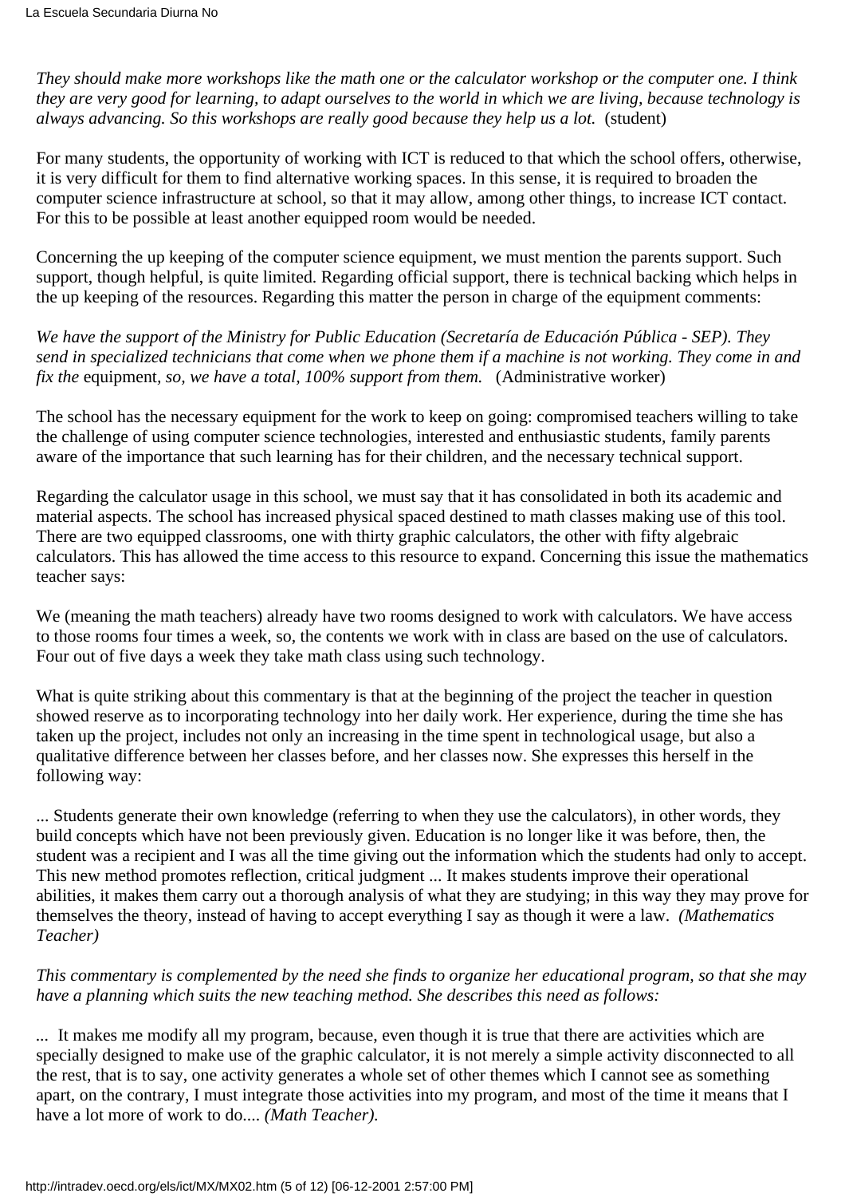*They should make more workshops like the math one or the calculator workshop or the computer one. I think they are very good for learning, to adapt ourselves to the world in which we are living, because technology is always advancing. So this workshops are really good because they help us a lot.* (student)

For many students, the opportunity of working with ICT is reduced to that which the school offers, otherwise, it is very difficult for them to find alternative working spaces. In this sense, it is required to broaden the computer science infrastructure at school, so that it may allow, among other things, to increase ICT contact. For this to be possible at least another equipped room would be needed.

Concerning the up keeping of the computer science equipment, we must mention the parents support. Such support, though helpful, is quite limited. Regarding official support, there is technical backing which helps in the up keeping of the resources. Regarding this matter the person in charge of the equipment comments:

*We have the support of the Ministry for Public Education (Secretaría de Educación Pública - SEP). They send in specialized technicians that come when we phone them if a machine is not working. They come in and fix the* equipment*, so, we have a total, 100% support from them.* (Administrative worker)

The school has the necessary equipment for the work to keep on going: compromised teachers willing to take the challenge of using computer science technologies, interested and enthusiastic students, family parents aware of the importance that such learning has for their children, and the necessary technical support.

Regarding the calculator usage in this school, we must say that it has consolidated in both its academic and material aspects. The school has increased physical spaced destined to math classes making use of this tool. There are two equipped classrooms, one with thirty graphic calculators, the other with fifty algebraic calculators. This has allowed the time access to this resource to expand. Concerning this issue the mathematics teacher says:

We (meaning the math teachers) already have two rooms designed to work with calculators. We have access to those rooms four times a week, so, the contents we work with in class are based on the use of calculators. Four out of five days a week they take math class using such technology.

What is quite striking about this commentary is that at the beginning of the project the teacher in question showed reserve as to incorporating technology into her daily work. Her experience, during the time she has taken up the project, includes not only an increasing in the time spent in technological usage, but also a qualitative difference between her classes before, and her classes now. She expresses this herself in the following way:

... Students generate their own knowledge (referring to when they use the calculators), in other words, they build concepts which have not been previously given. Education is no longer like it was before, then, the student was a recipient and I was all the time giving out the information which the students had only to accept. This new method promotes reflection, critical judgment ... It makes students improve their operational abilities, it makes them carry out a thorough analysis of what they are studying; in this way they may prove for themselves the theory, instead of having to accept everything I say as though it were a law. *(Mathematics Teacher)*

*This commentary is complemented by the need she finds to organize her educational program, so that she may have a planning which suits the new teaching method. She describes this need as follows:*

... It makes me modify all my program, because, even though it is true that there are activities which are specially designed to make use of the graphic calculator, it is not merely a simple activity disconnected to all the rest, that is to say, one activity generates a whole set of other themes which I cannot see as something apart, on the contrary, I must integrate those activities into my program, and most of the time it means that I have a lot more of work to do.... *(Math Teacher).*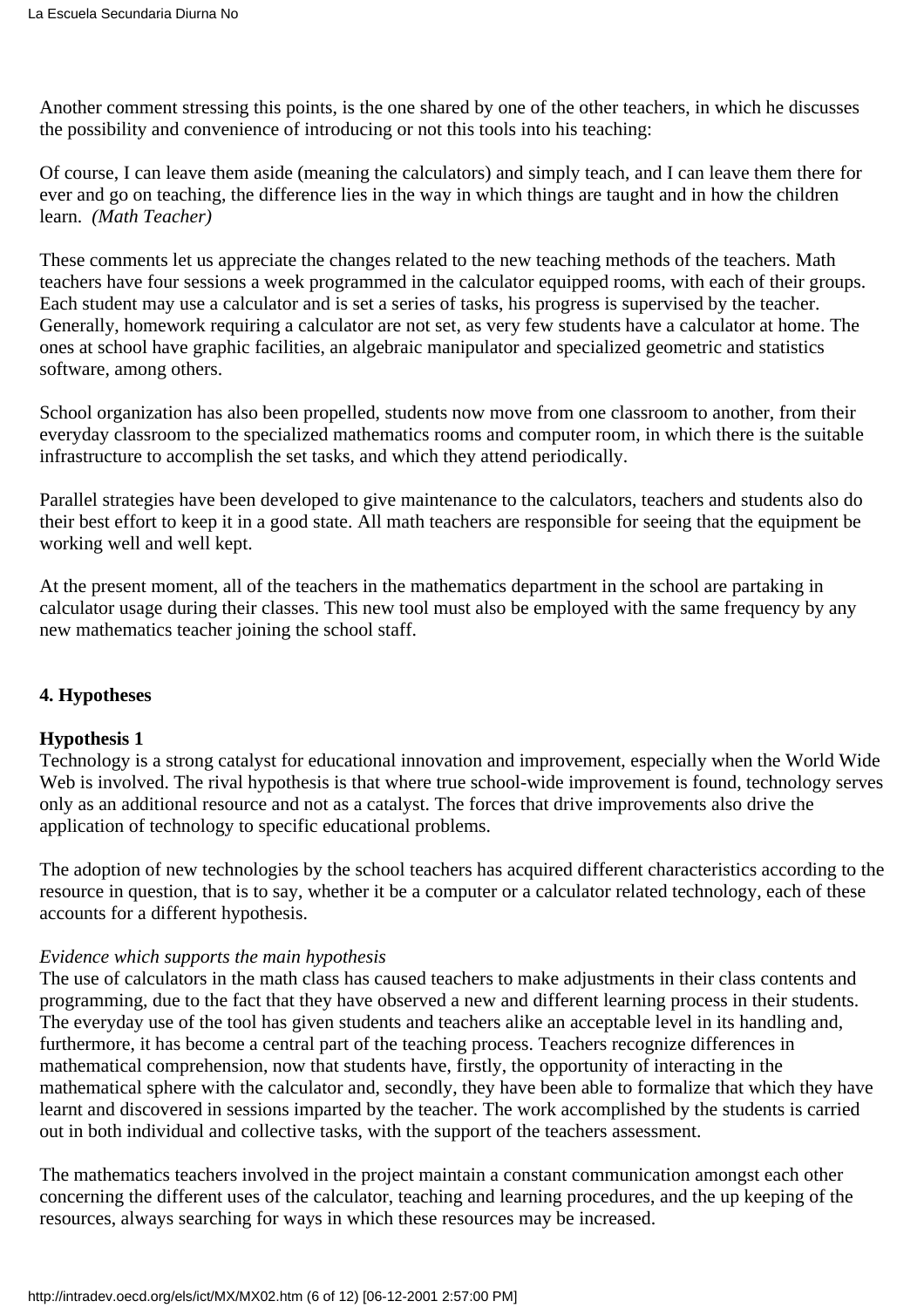Another comment stressing this points, is the one shared by one of the other teachers, in which he discusses the possibility and convenience of introducing or not this tools into his teaching:

Of course, I can leave them aside (meaning the calculators) and simply teach, and I can leave them there for ever and go on teaching, the difference lies in the way in which things are taught and in how the children learn. *(Math Teacher)*

These comments let us appreciate the changes related to the new teaching methods of the teachers. Math teachers have four sessions a week programmed in the calculator equipped rooms, with each of their groups. Each student may use a calculator and is set a series of tasks, his progress is supervised by the teacher. Generally, homework requiring a calculator are not set, as very few students have a calculator at home. The ones at school have graphic facilities, an algebraic manipulator and specialized geometric and statistics software, among others.

School organization has also been propelled, students now move from one classroom to another, from their everyday classroom to the specialized mathematics rooms and computer room, in which there is the suitable infrastructure to accomplish the set tasks, and which they attend periodically.

Parallel strategies have been developed to give maintenance to the calculators, teachers and students also do their best effort to keep it in a good state. All math teachers are responsible for seeing that the equipment be working well and well kept.

At the present moment, all of the teachers in the mathematics department in the school are partaking in calculator usage during their classes. This new tool must also be employed with the same frequency by any new mathematics teacher joining the school staff.

## 4. Hypotheses

### Hypothesis 1

Technology is a strong catalyst for educational innovation and improvement, especially when the World Wide Web is involved. The rival hypothesis is that where true school-wide improvement is found, technology serves only as an additional resource and not as a catalyst. The forces that drive improvements also drive the application of technology to specific educational problems.

The adoption of new technologies by the school teachers has acquired different characteristics according to the resource in question, that is to say, whether it be a computer or a calculator related technology, each of these accounts for a different hypothesis.

*Evidence which supports the main hypothesis*

The use of calculators in the math class has caused teachers to make adjustments in their class contents and programming, due to the fact that they have observed a new and different learning process in their students. The everyday use of the tool has given students and teachers alike an acceptable level in its handling and, furthermore, it has become a central part of the teaching process. Teachers recognize differences in mathematical comprehension, now that students have, firstly, the opportunity of interacting in the mathematical sphere with the calculator and, secondly, they have been able to formalize that which they have learnt and discovered in sessions imparted by the teacher. The work accomplished by the students is carried out in both individual and collective tasks, with the support of the teachers assessment.

The mathematics teachers involved in the project maintain a constant communication amongst each other concerning the different uses of the calculator, teaching and learning procedures, and the up keeping of the resources, always searching for ways in which these resources may be increased.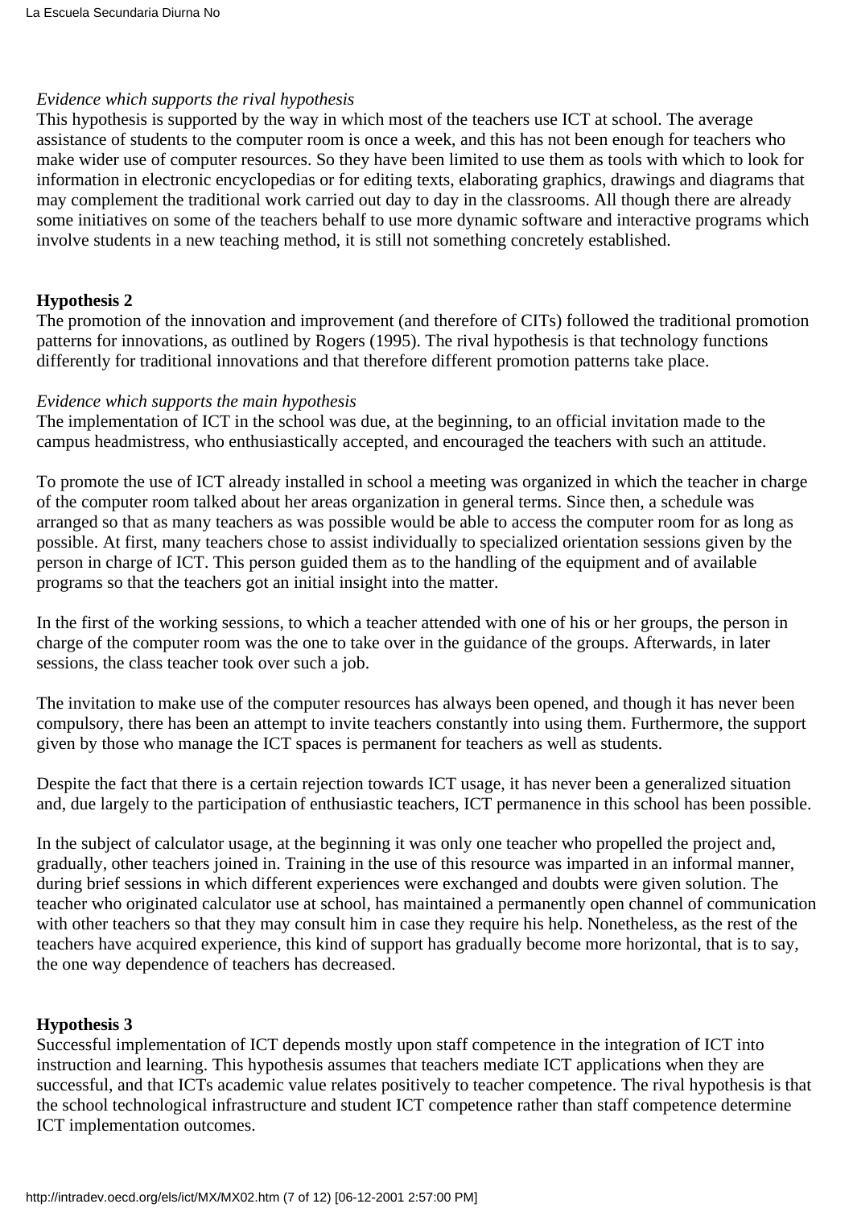*Evidence which supports the rival hypothesis*

This hypothesis is supported by the way in which most of the teachers use ICT at school. The average assistance of students to the computer room is once a week, and this has not been enough for teachers who make wider use of computer resources. So they have been limited to use them as tools with which to look for information in electronic encyclopedias or for editing texts, elaborating graphics, drawings and diagrams that may complement the traditional work carried out day to day in the classrooms. All though there are already some initiatives on some of the teachers behalf to use more dynamic software and interactive programs which involve students in a new teaching method, it is still not something concretely established.

**Hypothesis 2**

The promotion of the innovation and improvement (and therefore of CITs) followed the traditional promotion patterns for innovations, as outlined by Rogers (1995). The rival hypothesis is that technology functions differently for traditional innovations and that therefore different promotion patterns take place.

*Evidence which supports the main hypothesis*

The implementation of ICT in the school was due, at the beginning, to an official invitation made to the campus headmistress, who enthusiastically accepted, and encouraged the teachers with such an attitude.

To promote the use of ICT already installed in school a meeting was organized in which the teacher in charge of the computer room talked about her areas organization in general terms. Since then, a schedule was arranged so that as many teachers as was possible would be able to access the computer room for as long as possible. At first, many teachers chose to assist individually to specialized orientation sessions given by the person in charge of ICT. This person guided them as to the handling of the equipment and of available programs so that the teachers got an initial insight into the matter.

In the first of the working sessions, to which a teacher attended with one of his or her groups, the person in charge of the computer room was the one to take over in the guidance of the groups. Afterwards, in later sessions, the class teacher took over such a job.

The invitation to make use of the computer resources has always been opened, and though it has never been compulsory, there has been an attempt to invite teachers constantly into using them. Furthermore, the support given by those who manage the ICT spaces is permanent for teachers as well as students.

Despite the fact that there is a certain rejection towards ICT usage, it has never been a generalized situation and, due largely to the participation of enthusiastic teachers, ICT permanence in this school has been possible.

In the subject of calculator usage, at the beginning it was only one teacher who propelled the project and, gradually, other teachers joined in. Training in the use of this resource was imparted in an informal manner, during brief sessions in which different experiences were exchanged and doubts were given solution. The teacher who originated calculator use at school, has maintained a permanently open channel of communication with other teachers so that they may consult him in case they require his help. Nonetheless, as the rest of the teachers have acquired experience, this kind of support has gradually become more horizontal, that is to say, the one way dependence of teachers has decreased.

**Hypothesis 3**

Successful implementation of ICT depends mostly upon staff competence in the integration of ICT into instruction and learning. This hypothesis assumes that teachers mediate ICT applications when they are successful, and that ICTs academic value relates positively to teacher competence. The rival hypothesis is that the school technological infrastructure and student ICT competence rather than staff competence determine ICT implementation outcomes.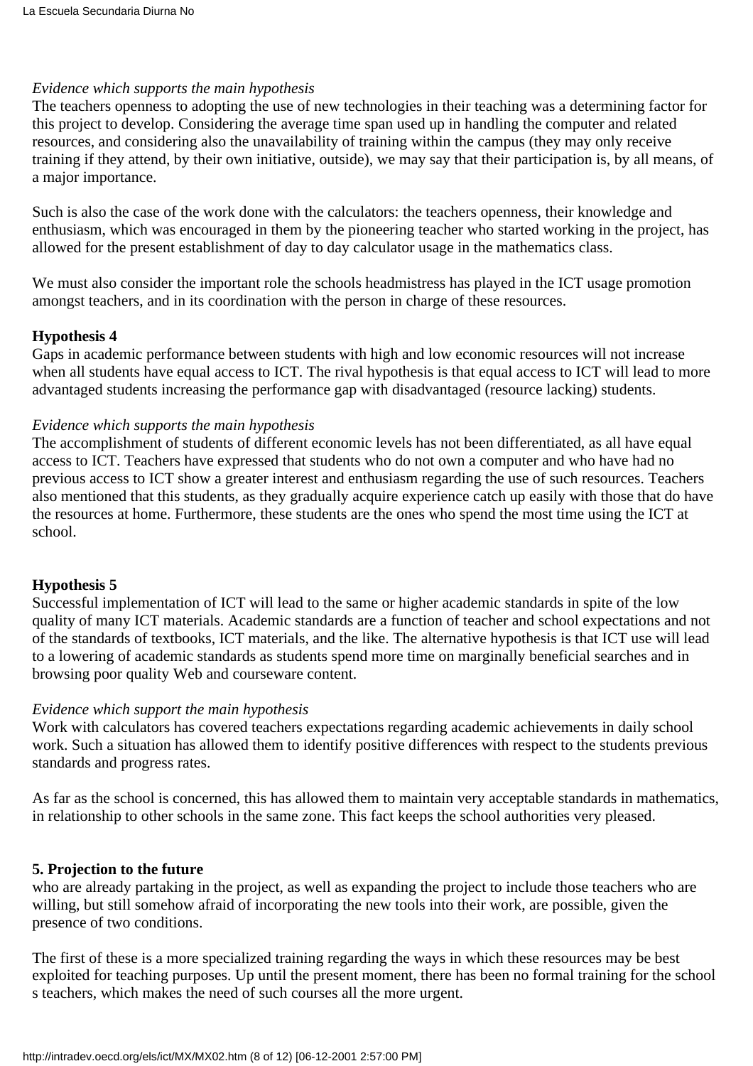*Evidence which supports the main hypothesis*
The teachers openness to adopting the use of new technologies in their teaching was a determining factor for this project to develop. Considering the average time span used up in handling the computer and related resources, and considering also the unavailability of training within the campus (they may only receive training if they attend, by their own initiative, outside), we may say that their participation is, by all means, of a major importance.

Such is also the case of the work done with the calculators: the teachers openness, their knowledge and enthusiasm, which was encouraged in them by the pioneering teacher who started working in the project, has allowed for the present establishment of day to day calculator usage in the mathematics class.

We must also consider the important role the schools headmistress has played in the ICT usage promotion amongst teachers, and in its coordination with the person in charge of these resources.

**Hypothesis 4**
Gaps in academic performance between students with high and low economic resources will not increase when all students have equal access to ICT. The rival hypothesis is that equal access to ICT will lead to more advantaged students increasing the performance gap with disadvantaged (resource lacking) students.

*Evidence which supports the main hypothesis*
The accomplishment of students of different economic levels has not been differentiated, as all have equal access to ICT. Teachers have expressed that students who do not own a computer and who have had no previous access to ICT show a greater interest and enthusiasm regarding the use of such resources. Teachers also mentioned that this students, as they gradually acquire experience catch up easily with those that do have the resources at home. Furthermore, these students are the ones who spend the most time using the ICT at school.

**Hypothesis 5**
Successful implementation of ICT will lead to the same or higher academic standards in spite of the low quality of many ICT materials. Academic standards are a function of teacher and school expectations and not of the standards of textbooks, ICT materials, and the like. The alternative hypothesis is that ICT use will lead to a lowering of academic standards as students spend more time on marginally beneficial searches and in browsing poor quality Web and courseware content.

*Evidence which support the main hypothesis*
Work with calculators has covered teachers expectations regarding academic achievements in daily school work. Such a situation has allowed them to identify positive differences with respect to the students previous standards and progress rates.

As far as the school is concerned, this has allowed them to maintain very acceptable standards in mathematics, in relationship to other schools in the same zone. This fact keeps the school authorities very pleased.

**5. Projection to the future**
who are already partaking in the project, as well as expanding the project to include those teachers who are willing, but still somehow afraid of incorporating the new tools into their work, are possible, given the presence of two conditions.

The first of these is a more specialized training regarding the ways in which these resources may be best exploited for teaching purposes. Up until the present moment, there has been no formal training for the school s teachers, which makes the need of such courses all the more urgent.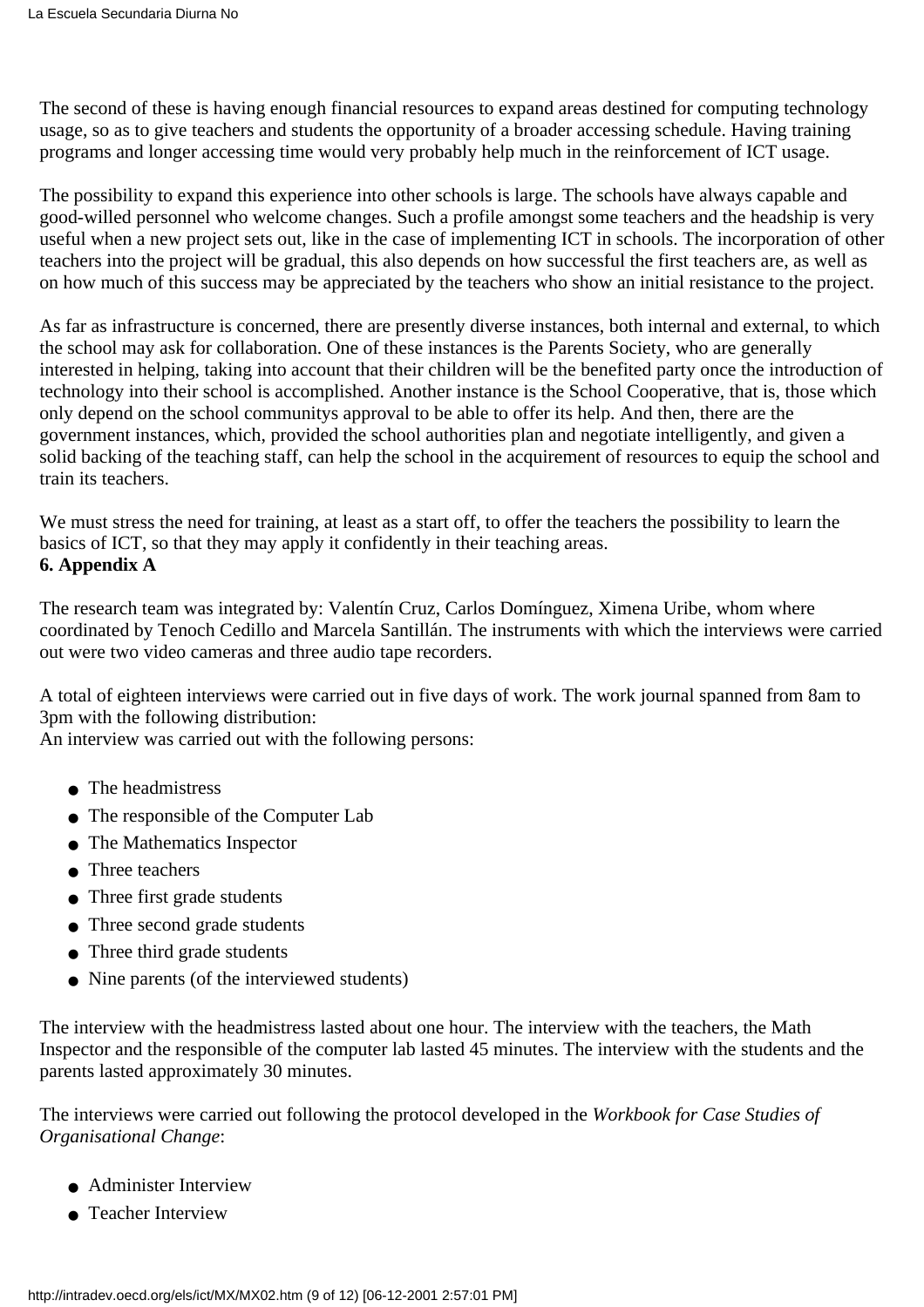The second of these is having enough financial resources to expand areas destined for computing technology usage, so as to give teachers and students the opportunity of a broader accessing schedule. Having training programs and longer accessing time would very probably help much in the reinforcement of ICT usage.

The possibility to expand this experience into other schools is large. The schools have always capable and good-willed personnel who welcome changes. Such a profile amongst some teachers and the headship is very useful when a new project sets out, like in the case of implementing ICT in schools. The incorporation of other teachers into the project will be gradual, this also depends on how successful the first teachers are, as well as on how much of this success may be appreciated by the teachers who show an initial resistance to the project.

As far as infrastructure is concerned, there are presently diverse instances, both internal and external, to which the school may ask for collaboration. One of these instances is the Parents Society, who are generally interested in helping, taking into account that their children will be the benefited party once the introduction of technology into their school is accomplished. Another instance is the School Cooperative, that is, those which only depend on the school communitys approval to be able to offer its help. And then, there are the government instances, which, provided the school authorities plan and negotiate intelligently, and given a solid backing of the teaching staff, can help the school in the acquirement of resources to equip the school and train its teachers.

We must stress the need for training, at least as a start off, to offer the teachers the possibility to learn the basics of ICT, so that they may apply it confidently in their teaching areas.

**6. Appendix A**

The research team was integrated by: Valentín Cruz, Carlos Domínguez, Ximena Uribe, whom where coordinated by Tenoch Cedillo and Marcela Santillán. The instruments with which the interviews were carried out were two video cameras and three audio tape recorders.

A total of eighteen interviews were carried out in five days of work. The work journal spanned from 8am to 3pm with the following distribution:
An interview was carried out with the following persons:

- The headmistress
- The responsible of the Computer Lab
- The Mathematics Inspector
- Three teachers
- Three first grade students
- Three second grade students
- Three third grade students
- Nine parents (of the interviewed students)

The interview with the headmistress lasted about one hour. The interview with the teachers, the Math Inspector and the responsible of the computer lab lasted 45 minutes. The interview with the students and the parents lasted approximately 30 minutes.

The interviews were carried out following the protocol developed in the *Workbook for Case Studies of Organisational Change*:

- Administer Interview
- Teacher Interview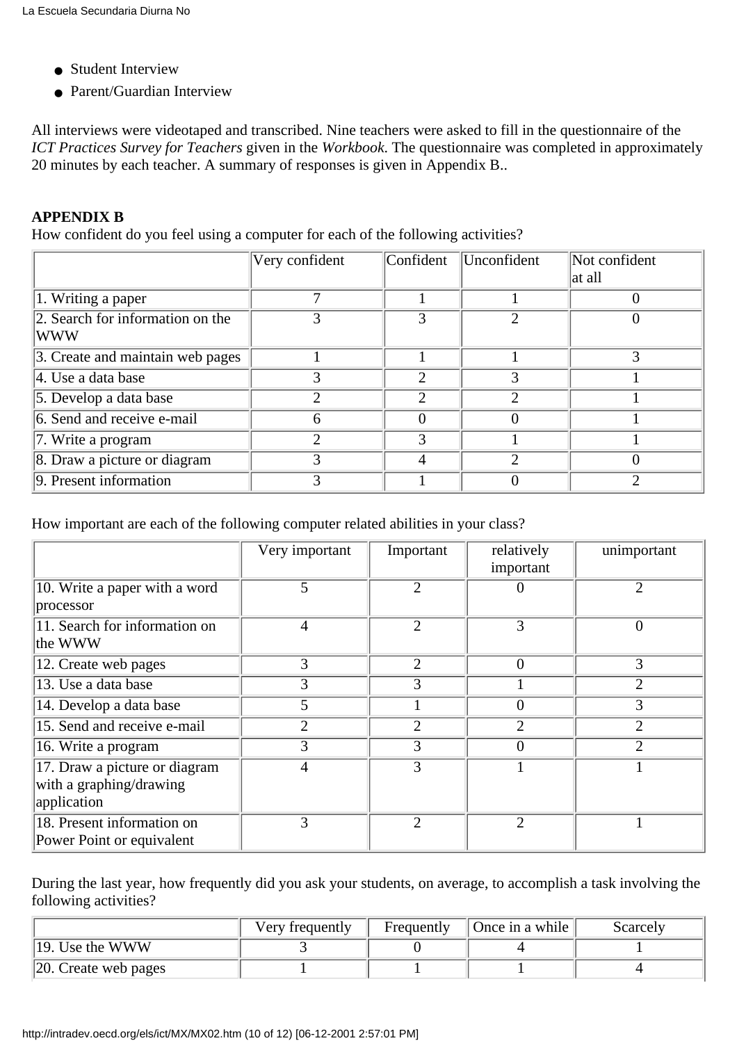- Student Interview
- Parent/Guardian Interview

All interviews were videotaped and transcribed. Nine teachers were asked to fill in the questionnaire of the *ICT Practices Survey for Teachers* given in the *Workbook.* The questionnaire was completed in approximately 20 minutes by each teacher. A summary of responses is given in Appendix B..

**APPENDIX B**

How confident do you feel using a computer for each of the following activities?

| | Very confident | Confident | Unconfident | Not confident at all |
|---|---|---|---|---|
| 1. Writing a paper | 7 | 1 | 1 | 0 |
| 2. Search for information on the WWW | 3 | 3 | 2 | 0 |
| 3. Create and maintain web pages | 1 | 1 | 1 | 3 |
| 4. Use a data base | 3 | 2 | 3 | 1 |
| 5. Develop a data base | 2 | 2 | 2 | 1 |
| 6. Send and receive e-mail | 6 | 0 | 0 | 1 |
| 7. Write a program | 2 | 3 | 1 | 1 |
| 8. Draw a picture or diagram | 3 | 4 | 2 | 0 |
| 9. Present information | 3 | 1 | 0 | 2 |

How important are each of the following computer related abilities in your class?

| | Very important | Important | relatively important | unimportant |
|---|---|---|---|---|
| 10. Write a paper with a word processor | 5 | 2 | 0 | 2 |
| 11. Search for information on the WWW | 4 | 2 | 3 | 0 |
| 12. Create web pages | 3 | 2 | 0 | 3 |
| 13. Use a data base | 3 | 3 | 1 | 2 |
| 14. Develop a data base | 5 | 1 | 0 | 3 |
| 15. Send and receive e-mail | 2 | 2 | 2 | 2 |
| 16. Write a program | 3 | 3 | 0 | 2 |
| 17. Draw a picture or diagram with a graphing/drawing application | 4 | 3 | 1 | 1 |
| 18. Present information on Power Point or equivalent | 3 | 2 | 2 | 1 |

During the last year, how frequently did you ask your students, on average, to accomplish a task involving the following activities?

| | Very frequently | Frequently | Once in a while | Scarcely |
|---|---|---|---|---|
| 19. Use the WWW | 3 | 0 | 4 | 1 |
| 20. Create web pages | 1 | 1 | 1 | 4 |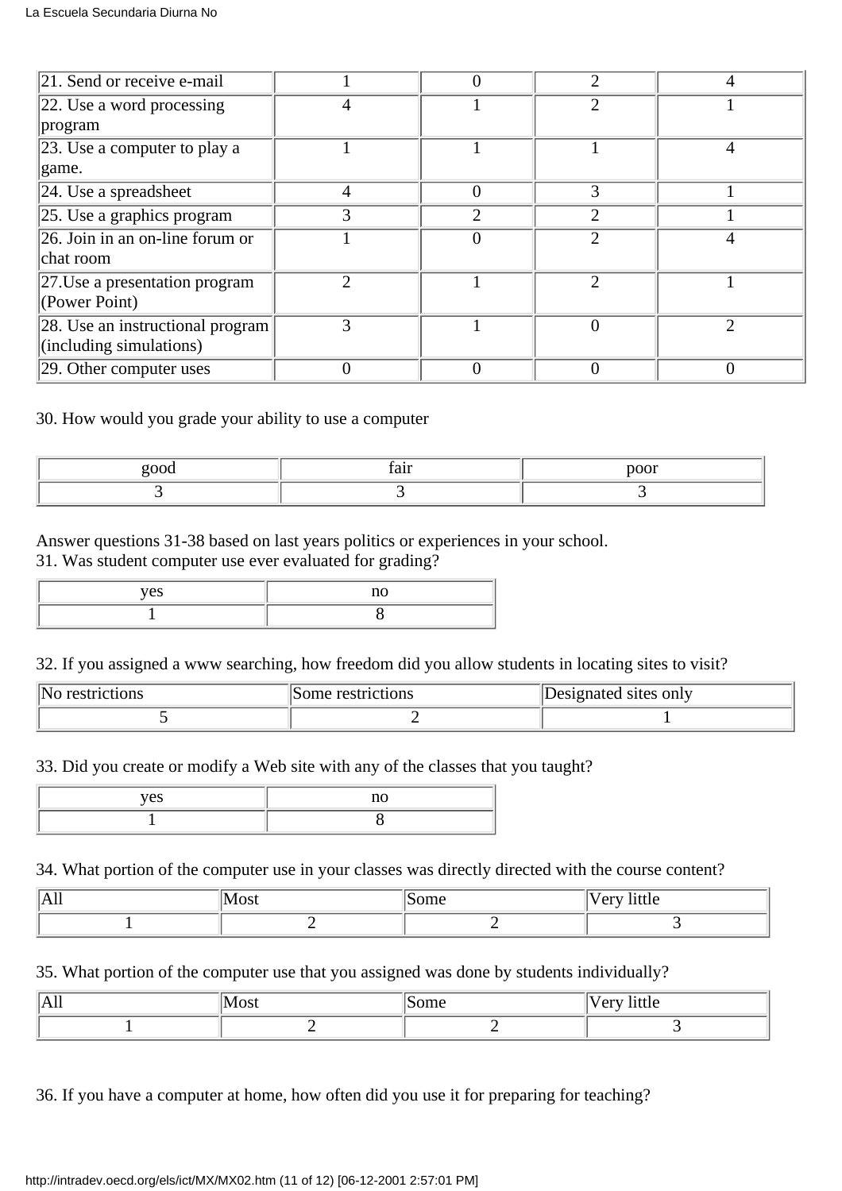| | | | | |
|---|---|---|---|---|
| 21. Send or receive e-mail | 1 | 0 | 2 | 4 |
| 22. Use a word processing program | 4 | 1 | 2 | 1 |
| 23. Use a computer to play a game. | 1 | 1 | 1 | 4 |
| 24. Use a spreadsheet | 4 | 0 | 3 | 1 |
| 25. Use a graphics program | 3 | 2 | 2 | 1 |
| 26. Join in an on-line forum or chat room | 1 | 0 | 2 | 4 |
| 27.Use a presentation program (Power Point) | 2 | 1 | 2 | 1 |
| 28. Use an instructional program (including simulations) | 3 | 1 | 0 | 2 |
| 29. Other computer uses | 0 | 0 | 0 | 0 |

30. How would you grade your ability to use a computer

| good | fair | poor |
|---|---|---|
| 3 | 3 | 3 |

Answer questions 31-38 based on last years politics or experiences in your school.

31. Was student computer use ever evaluated for grading?

| yes | no |
|---|---|
| 1 | 8 |

32. If you assigned a www searching, how freedom did you allow students in locating sites to visit?

| No restrictions | Some restrictions | Designated sites only |
|---|---|---|
| 5 | 2 | 1 |

33. Did you create or modify a Web site with any of the classes that you taught?

| yes | no |
|---|---|
| 1 | 8 |

34. What portion of the computer use in your classes was directly directed with the course content?

| All | Most | Some | Very little |
|---|---|---|---|
| 1 | 2 | 2 | 3 |

35. What portion of the computer use that you assigned was done by students individually?

| All | Most | Some | Very little |
|---|---|---|---|
| 1 | 2 | 2 | 3 |

36. If you have a computer at home, how often did you use it for preparing for teaching?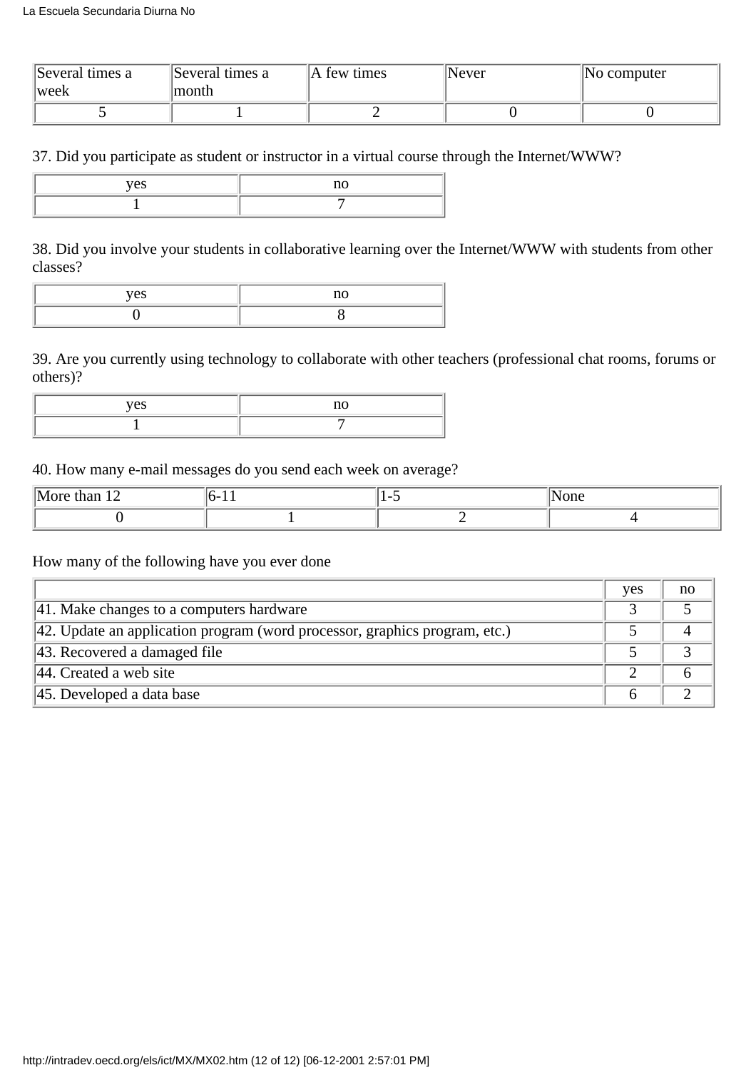| Several times a week | Several times a month | A few times | Never | No computer |
|---|---|---|---|---|
| 5 | 1 | 2 | 0 | 0 |

37. Did you participate as student or instructor in a virtual course through the Internet/WWW?

| yes | no |
|---|---|
| 1 | 7 |

38. Did you involve your students in collaborative learning over the Internet/WWW with students from other classes?

| yes | no |
|---|---|
| 0 | 8 |

39. Are you currently using technology to collaborate with other teachers (professional chat rooms, forums or others)?

| yes | no |
|---|---|
| 1 | 7 |

40. How many e-mail messages do you send each week on average?

| More than 12 | 6-11 | 1-5 | None |
|---|---|---|---|
| 0 | 1 | 2 | 4 |

How many of the following have you ever done

| | yes | no |
|---|---|---|
| 41. Make changes to a computers hardware | 3 | 5 |
| 42. Update an application program (word processor, graphics program, etc.) | 5 | 4 |
| 43. Recovered a damaged file | 5 | 3 |
| 44. Created a web site | 2 | 6 |
| 45. Developed a data base | 6 | 2 |